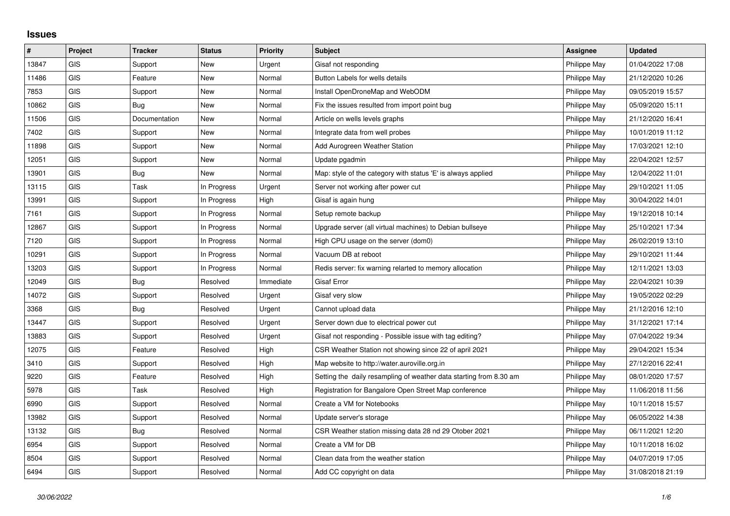## Issues

| # | Project | Tracker | Status | Priority | Subject | Assignee | Updated |
|---|---|---|---|---|---|---|---|
| 13847 | GIS | Support | New | Urgent | Gisaf not responding | Philippe May | 01/04/2022 17:08 |
| 11486 | GIS | Feature | New | Normal | Button Labels for wells details | Philippe May | 21/12/2020 10:26 |
| 7853 | GIS | Support | New | Normal | Install OpenDroneMap and WebODM | Philippe May | 09/05/2019 15:57 |
| 10862 | GIS | Bug | New | Normal | Fix the issues resulted from import point bug | Philippe May | 05/09/2020 15:11 |
| 11506 | GIS | Documentation | New | Normal | Article on wells levels graphs | Philippe May | 21/12/2020 16:41 |
| 7402 | GIS | Support | New | Normal | Integrate data from well probes | Philippe May | 10/01/2019 11:12 |
| 11898 | GIS | Support | New | Normal | Add Aurogreen Weather Station | Philippe May | 17/03/2021 12:10 |
| 12051 | GIS | Support | New | Normal | Update pgadmin | Philippe May | 22/04/2021 12:57 |
| 13901 | GIS | Bug | New | Normal | Map: style of the category with status 'E' is always applied | Philippe May | 12/04/2022 11:01 |
| 13115 | GIS | Task | In Progress | Urgent | Server not working after power cut | Philippe May | 29/10/2021 11:05 |
| 13991 | GIS | Support | In Progress | High | Gisaf is again hung | Philippe May | 30/04/2022 14:01 |
| 7161 | GIS | Support | In Progress | Normal | Setup remote backup | Philippe May | 19/12/2018 10:14 |
| 12867 | GIS | Support | In Progress | Normal | Upgrade server (all virtual machines) to Debian bullseye | Philippe May | 25/10/2021 17:34 |
| 7120 | GIS | Support | In Progress | Normal | High CPU usage on the server (dom0) | Philippe May | 26/02/2019 13:10 |
| 10291 | GIS | Support | In Progress | Normal | Vacuum DB at reboot | Philippe May | 29/10/2021 11:44 |
| 13203 | GIS | Support | In Progress | Normal | Redis server: fix warning relarted to memory allocation | Philippe May | 12/11/2021 13:03 |
| 12049 | GIS | Bug | Resolved | Immediate | Gisaf Error | Philippe May | 22/04/2021 10:39 |
| 14072 | GIS | Support | Resolved | Urgent | Gisaf very slow | Philippe May | 19/05/2022 02:29 |
| 3368 | GIS | Bug | Resolved | Urgent | Cannot upload data | Philippe May | 21/12/2016 12:10 |
| 13447 | GIS | Support | Resolved | Urgent | Server down due to electrical power cut | Philippe May | 31/12/2021 17:14 |
| 13883 | GIS | Support | Resolved | Urgent | Gisaf not responding - Possible issue with tag editing? | Philippe May | 07/04/2022 19:34 |
| 12075 | GIS | Feature | Resolved | High | CSR Weather Station not showing since 22 of april 2021 | Philippe May | 29/04/2021 15:34 |
| 3410 | GIS | Support | Resolved | High | Map website to http://water.auroville.org.in | Philippe May | 27/12/2016 22:41 |
| 9220 | GIS | Feature | Resolved | High | Setting the daily resampling of weather data starting from 8.30 am | Philippe May | 08/01/2020 17:57 |
| 5978 | GIS | Task | Resolved | High | Registration for Bangalore Open Street Map conference | Philippe May | 11/06/2018 11:56 |
| 6990 | GIS | Support | Resolved | Normal | Create a VM for Notebooks | Philippe May | 10/11/2018 15:57 |
| 13982 | GIS | Support | Resolved | Normal | Update server's storage | Philippe May | 06/05/2022 14:38 |
| 13132 | GIS | Bug | Resolved | Normal | CSR Weather station missing data 28 nd 29 Otober 2021 | Philippe May | 06/11/2021 12:20 |
| 6954 | GIS | Support | Resolved | Normal | Create a VM for DB | Philippe May | 10/11/2018 16:02 |
| 8504 | GIS | Support | Resolved | Normal | Clean data from the weather station | Philippe May | 04/07/2019 17:05 |
| 6494 | GIS | Support | Resolved | Normal | Add CC copyright on data | Philippe May | 31/08/2018 21:19 |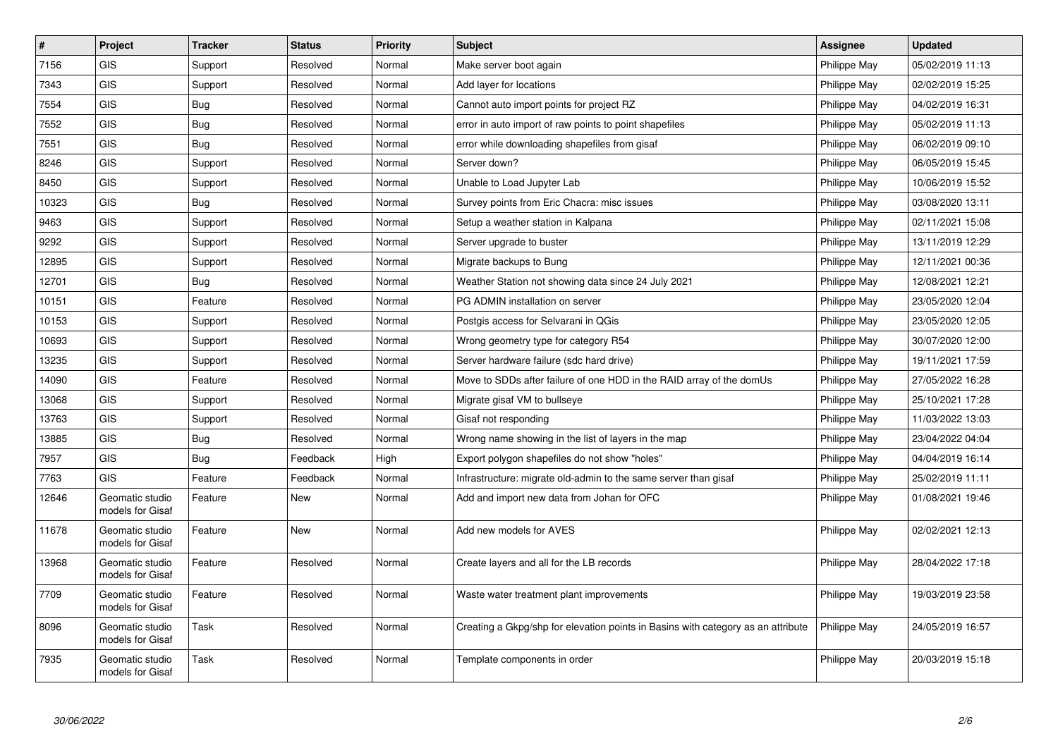| # | Project | Tracker | Status | Priority | Subject | Assignee | Updated |
|---|---|---|---|---|---|---|---|
| 7156 | GIS | Support | Resolved | Normal | Make server boot again | Philippe May | 05/02/2019 11:13 |
| 7343 | GIS | Support | Resolved | Normal | Add layer for locations | Philippe May | 02/02/2019 15:25 |
| 7554 | GIS | Bug | Resolved | Normal | Cannot auto import points for project RZ | Philippe May | 04/02/2019 16:31 |
| 7552 | GIS | Bug | Resolved | Normal | error in auto import of raw points to point shapefiles | Philippe May | 05/02/2019 11:13 |
| 7551 | GIS | Bug | Resolved | Normal | error while downloading shapefiles from gisaf | Philippe May | 06/02/2019 09:10 |
| 8246 | GIS | Support | Resolved | Normal | Server down? | Philippe May | 06/05/2019 15:45 |
| 8450 | GIS | Support | Resolved | Normal | Unable to Load Jupyter Lab | Philippe May | 10/06/2019 15:52 |
| 10323 | GIS | Bug | Resolved | Normal | Survey points from Eric Chacra: misc issues | Philippe May | 03/08/2020 13:11 |
| 9463 | GIS | Support | Resolved | Normal | Setup a weather station in Kalpana | Philippe May | 02/11/2021 15:08 |
| 9292 | GIS | Support | Resolved | Normal | Server upgrade to buster | Philippe May | 13/11/2019 12:29 |
| 12895 | GIS | Support | Resolved | Normal | Migrate backups to Bung | Philippe May | 12/11/2021 00:36 |
| 12701 | GIS | Bug | Resolved | Normal | Weather Station not showing data since 24 July 2021 | Philippe May | 12/08/2021 12:21 |
| 10151 | GIS | Feature | Resolved | Normal | PG ADMIN installation on server | Philippe May | 23/05/2020 12:04 |
| 10153 | GIS | Support | Resolved | Normal | Postgis access for Selvarani in QGis | Philippe May | 23/05/2020 12:05 |
| 10693 | GIS | Support | Resolved | Normal | Wrong geometry type for category R54 | Philippe May | 30/07/2020 12:00 |
| 13235 | GIS | Support | Resolved | Normal | Server hardware failure (sdc hard drive) | Philippe May | 19/11/2021 17:59 |
| 14090 | GIS | Feature | Resolved | Normal | Move to SDDs after failure of one HDD in the RAID array of the domUs | Philippe May | 27/05/2022 16:28 |
| 13068 | GIS | Support | Resolved | Normal | Migrate gisaf VM to bullseye | Philippe May | 25/10/2021 17:28 |
| 13763 | GIS | Support | Resolved | Normal | Gisaf not responding | Philippe May | 11/03/2022 13:03 |
| 13885 | GIS | Bug | Resolved | Normal | Wrong name showing in the list of layers in the map | Philippe May | 23/04/2022 04:04 |
| 7957 | GIS | Bug | Feedback | High | Export polygon shapefiles do not show "holes" | Philippe May | 04/04/2019 16:14 |
| 7763 | GIS | Feature | Feedback | Normal | Infrastructure: migrate old-admin to the same server than gisaf | Philippe May | 25/02/2019 11:11 |
| 12646 | Geomatic studio models for Gisaf | Feature | New | Normal | Add and import new data from Johan for OFC | Philippe May | 01/08/2021 19:46 |
| 11678 | Geomatic studio models for Gisaf | Feature | New | Normal | Add new models for AVES | Philippe May | 02/02/2021 12:13 |
| 13968 | Geomatic studio models for Gisaf | Feature | Resolved | Normal | Create layers and all for the LB records | Philippe May | 28/04/2022 17:18 |
| 7709 | Geomatic studio models for Gisaf | Feature | Resolved | Normal | Waste water treatment plant improvements | Philippe May | 19/03/2019 23:58 |
| 8096 | Geomatic studio models for Gisaf | Task | Resolved | Normal | Creating a Gkpg/shp for elevation points in Basins with category as an attribute | Philippe May | 24/05/2019 16:57 |
| 7935 | Geomatic studio models for Gisaf | Task | Resolved | Normal | Template components in order | Philippe May | 20/03/2019 15:18 |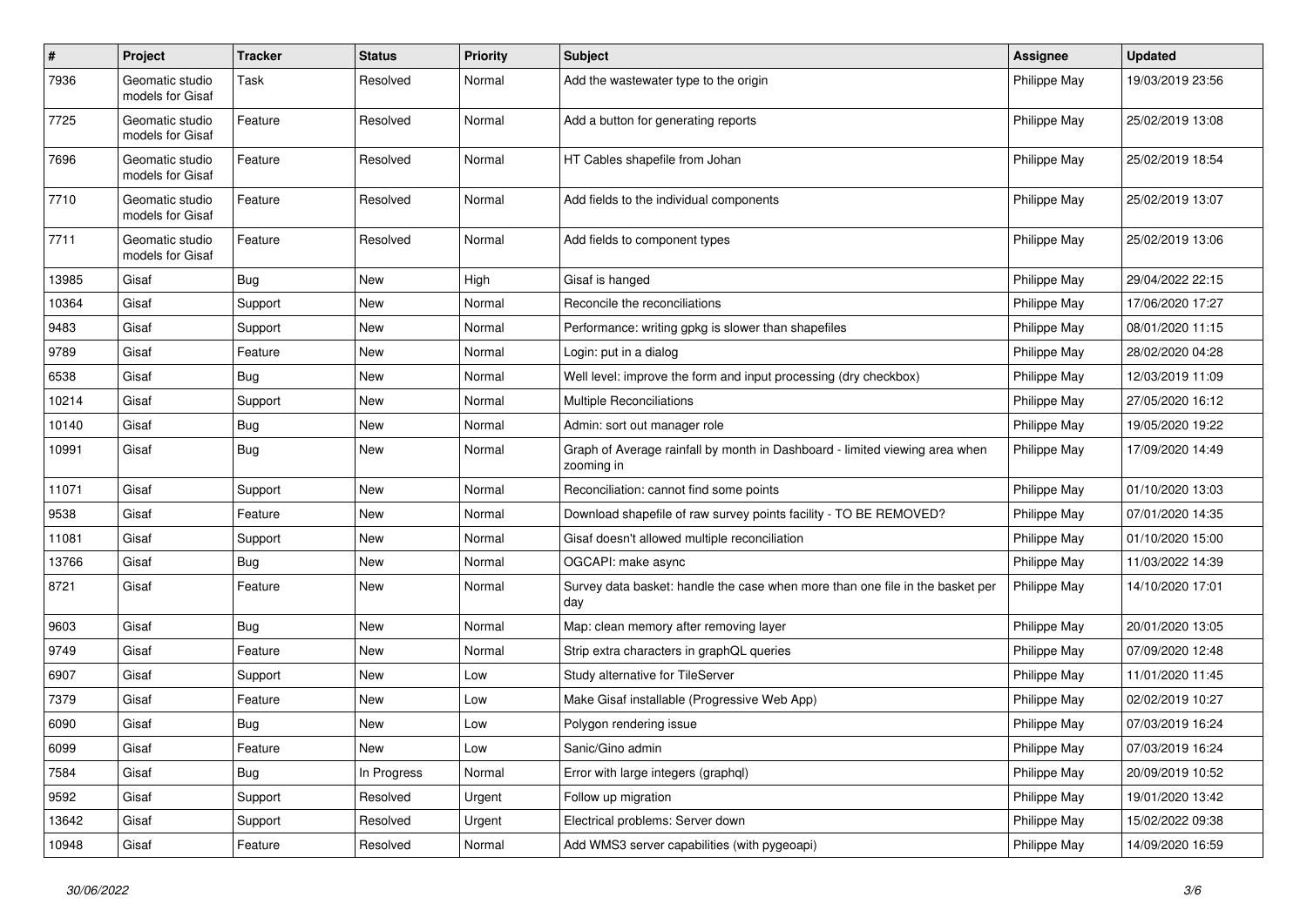| # | Project | Tracker | Status | Priority | Subject | Assignee | Updated |
|---|---|---|---|---|---|---|---|
| 7936 | Geomatic studio models for Gisaf | Task | Resolved | Normal | Add the wastewater type to the origin | Philippe May | 19/03/2019 23:56 |
| 7725 | Geomatic studio models for Gisaf | Feature | Resolved | Normal | Add a button for generating reports | Philippe May | 25/02/2019 13:08 |
| 7696 | Geomatic studio models for Gisaf | Feature | Resolved | Normal | HT Cables shapefile from Johan | Philippe May | 25/02/2019 18:54 |
| 7710 | Geomatic studio models for Gisaf | Feature | Resolved | Normal | Add fields to the individual components | Philippe May | 25/02/2019 13:07 |
| 7711 | Geomatic studio models for Gisaf | Feature | Resolved | Normal | Add fields to component types | Philippe May | 25/02/2019 13:06 |
| 13985 | Gisaf | Bug | New | High | Gisaf is hanged | Philippe May | 29/04/2022 22:15 |
| 10364 | Gisaf | Support | New | Normal | Reconcile the reconciliations | Philippe May | 17/06/2020 17:27 |
| 9483 | Gisaf | Support | New | Normal | Performance: writing gpkg is slower than shapefiles | Philippe May | 08/01/2020 11:15 |
| 9789 | Gisaf | Feature | New | Normal | Login: put in a dialog | Philippe May | 28/02/2020 04:28 |
| 6538 | Gisaf | Bug | New | Normal | Well level: improve the form and input processing (dry checkbox) | Philippe May | 12/03/2019 11:09 |
| 10214 | Gisaf | Support | New | Normal | Multiple Reconciliations | Philippe May | 27/05/2020 16:12 |
| 10140 | Gisaf | Bug | New | Normal | Admin: sort out manager role | Philippe May | 19/05/2020 19:22 |
| 10991 | Gisaf | Bug | New | Normal | Graph of Average rainfall by month in Dashboard - limited viewing area when zooming in | Philippe May | 17/09/2020 14:49 |
| 11071 | Gisaf | Support | New | Normal | Reconciliation: cannot find some points | Philippe May | 01/10/2020 13:03 |
| 9538 | Gisaf | Feature | New | Normal | Download shapefile of raw survey points facility - TO BE REMOVED? | Philippe May | 07/01/2020 14:35 |
| 11081 | Gisaf | Support | New | Normal | Gisaf doesn't allowed multiple reconciliation | Philippe May | 01/10/2020 15:00 |
| 13766 | Gisaf | Bug | New | Normal | OGCAPI: make async | Philippe May | 11/03/2022 14:39 |
| 8721 | Gisaf | Feature | New | Normal | Survey data basket: handle the case when more than one file in the basket per day | Philippe May | 14/10/2020 17:01 |
| 9603 | Gisaf | Bug | New | Normal | Map: clean memory after removing layer | Philippe May | 20/01/2020 13:05 |
| 9749 | Gisaf | Feature | New | Normal | Strip extra characters in graphQL queries | Philippe May | 07/09/2020 12:48 |
| 6907 | Gisaf | Support | New | Low | Study alternative for TileServer | Philippe May | 11/01/2020 11:45 |
| 7379 | Gisaf | Feature | New | Low | Make Gisaf installable (Progressive Web App) | Philippe May | 02/02/2019 10:27 |
| 6090 | Gisaf | Bug | New | Low | Polygon rendering issue | Philippe May | 07/03/2019 16:24 |
| 6099 | Gisaf | Feature | New | Low | Sanic/Gino admin | Philippe May | 07/03/2019 16:24 |
| 7584 | Gisaf | Bug | In Progress | Normal | Error with large integers (graphql) | Philippe May | 20/09/2019 10:52 |
| 9592 | Gisaf | Support | Resolved | Urgent | Follow up migration | Philippe May | 19/01/2020 13:42 |
| 13642 | Gisaf | Support | Resolved | Urgent | Electrical problems: Server down | Philippe May | 15/02/2022 09:38 |
| 10948 | Gisaf | Feature | Resolved | Normal | Add WMS3 server capabilities (with pygeoapi) | Philippe May | 14/09/2020 16:59 |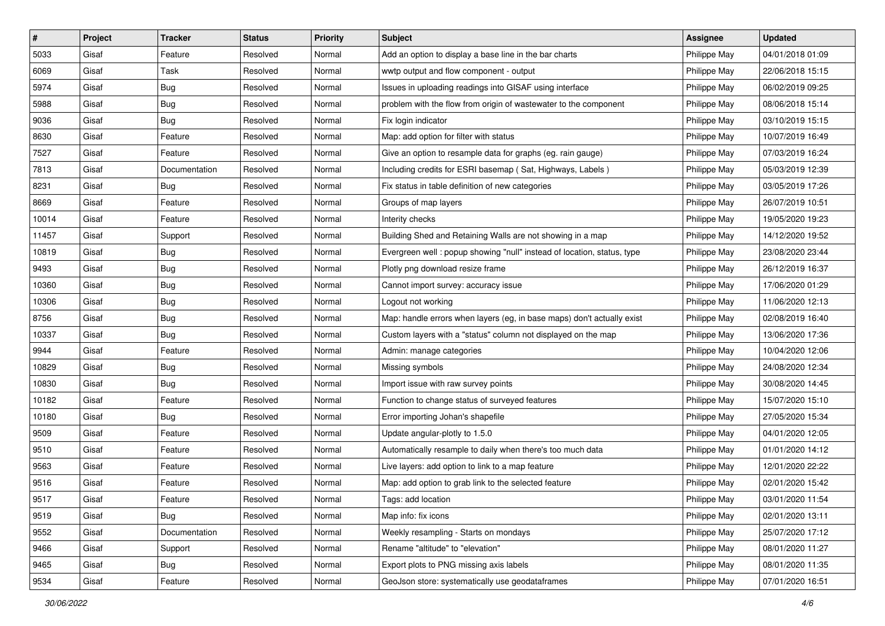| # | Project | Tracker | Status | Priority | Subject | Assignee | Updated |
|---|---|---|---|---|---|---|---|
| 5033 | Gisaf | Feature | Resolved | Normal | Add an option to display a base line in the bar charts | Philippe May | 04/01/2018 01:09 |
| 6069 | Gisaf | Task | Resolved | Normal | wwtp output and flow component - output | Philippe May | 22/06/2018 15:15 |
| 5974 | Gisaf | Bug | Resolved | Normal | Issues in uploading readings into GISAF using interface | Philippe May | 06/02/2019 09:25 |
| 5988 | Gisaf | Bug | Resolved | Normal | problem with the flow from origin of wastewater to the component | Philippe May | 08/06/2018 15:14 |
| 9036 | Gisaf | Bug | Resolved | Normal | Fix login indicator | Philippe May | 03/10/2019 15:15 |
| 8630 | Gisaf | Feature | Resolved | Normal | Map: add option for filter with status | Philippe May | 10/07/2019 16:49 |
| 7527 | Gisaf | Feature | Resolved | Normal | Give an option to resample data for graphs (eg. rain gauge) | Philippe May | 07/03/2019 16:24 |
| 7813 | Gisaf | Documentation | Resolved | Normal | Including credits for ESRI basemap ( Sat, Highways, Labels ) | Philippe May | 05/03/2019 12:39 |
| 8231 | Gisaf | Bug | Resolved | Normal | Fix status in table definition of new categories | Philippe May | 03/05/2019 17:26 |
| 8669 | Gisaf | Feature | Resolved | Normal | Groups of map layers | Philippe May | 26/07/2019 10:51 |
| 10014 | Gisaf | Feature | Resolved | Normal | Interity checks | Philippe May | 19/05/2020 19:23 |
| 11457 | Gisaf | Support | Resolved | Normal | Building Shed and Retaining Walls are not showing in a map | Philippe May | 14/12/2020 19:52 |
| 10819 | Gisaf | Bug | Resolved | Normal | Evergreen well : popup showing "null" instead of location, status, type | Philippe May | 23/08/2020 23:44 |
| 9493 | Gisaf | Bug | Resolved | Normal | Plotly png download resize frame | Philippe May | 26/12/2019 16:37 |
| 10360 | Gisaf | Bug | Resolved | Normal | Cannot import survey: accuracy issue | Philippe May | 17/06/2020 01:29 |
| 10306 | Gisaf | Bug | Resolved | Normal | Logout not working | Philippe May | 11/06/2020 12:13 |
| 8756 | Gisaf | Bug | Resolved | Normal | Map: handle errors when layers (eg, in base maps) don't actually exist | Philippe May | 02/08/2019 16:40 |
| 10337 | Gisaf | Bug | Resolved | Normal | Custom layers with a "status" column not displayed on the map | Philippe May | 13/06/2020 17:36 |
| 9944 | Gisaf | Feature | Resolved | Normal | Admin: manage categories | Philippe May | 10/04/2020 12:06 |
| 10829 | Gisaf | Bug | Resolved | Normal | Missing symbols | Philippe May | 24/08/2020 12:34 |
| 10830 | Gisaf | Bug | Resolved | Normal | Import issue with raw survey points | Philippe May | 30/08/2020 14:45 |
| 10182 | Gisaf | Feature | Resolved | Normal | Function to change status of surveyed features | Philippe May | 15/07/2020 15:10 |
| 10180 | Gisaf | Bug | Resolved | Normal | Error importing Johan's shapefile | Philippe May | 27/05/2020 15:34 |
| 9509 | Gisaf | Feature | Resolved | Normal | Update angular-plotly to 1.5.0 | Philippe May | 04/01/2020 12:05 |
| 9510 | Gisaf | Feature | Resolved | Normal | Automatically resample to daily when there's too much data | Philippe May | 01/01/2020 14:12 |
| 9563 | Gisaf | Feature | Resolved | Normal | Live layers: add option to link to a map feature | Philippe May | 12/01/2020 22:22 |
| 9516 | Gisaf | Feature | Resolved | Normal | Map: add option to grab link to the selected feature | Philippe May | 02/01/2020 15:42 |
| 9517 | Gisaf | Feature | Resolved | Normal | Tags: add location | Philippe May | 03/01/2020 11:54 |
| 9519 | Gisaf | Bug | Resolved | Normal | Map info: fix icons | Philippe May | 02/01/2020 13:11 |
| 9552 | Gisaf | Documentation | Resolved | Normal | Weekly resampling - Starts on mondays | Philippe May | 25/07/2020 17:12 |
| 9466 | Gisaf | Support | Resolved | Normal | Rename "altitude" to "elevation" | Philippe May | 08/01/2020 11:27 |
| 9465 | Gisaf | Bug | Resolved | Normal | Export plots to PNG missing axis labels | Philippe May | 08/01/2020 11:35 |
| 9534 | Gisaf | Feature | Resolved | Normal | GeoJson store: systematically use geodataframes | Philippe May | 07/01/2020 16:51 |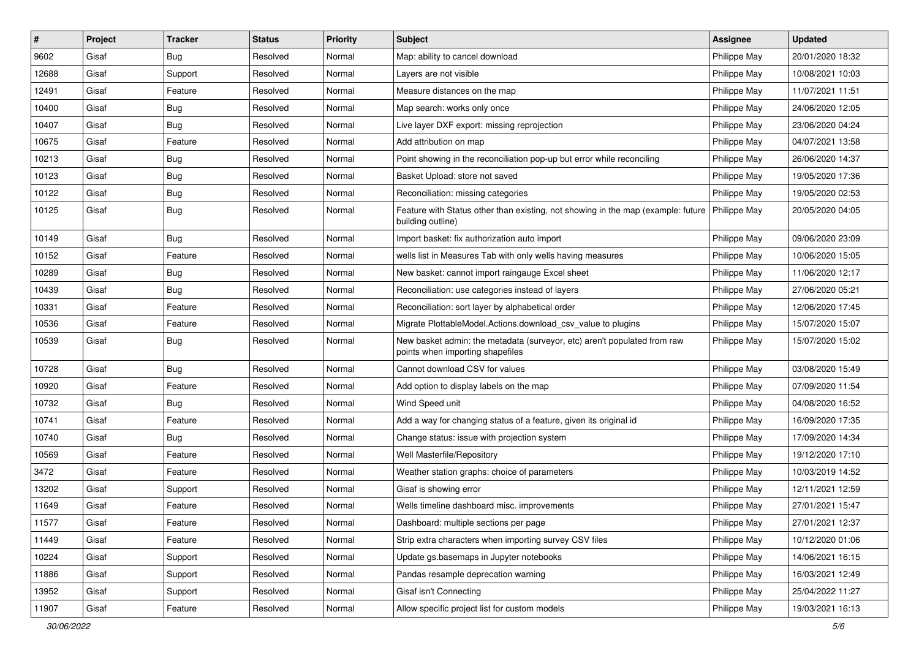| # | Project | Tracker | Status | Priority | Subject | Assignee | Updated |
|---|---|---|---|---|---|---|---|
| 9602 | Gisaf | Bug | Resolved | Normal | Map: ability to cancel download | Philippe May | 20/01/2020 18:32 |
| 12688 | Gisaf | Support | Resolved | Normal | Layers are not visible | Philippe May | 10/08/2021 10:03 |
| 12491 | Gisaf | Feature | Resolved | Normal | Measure distances on the map | Philippe May | 11/07/2021 11:51 |
| 10400 | Gisaf | Bug | Resolved | Normal | Map search: works only once | Philippe May | 24/06/2020 12:05 |
| 10407 | Gisaf | Bug | Resolved | Normal | Live layer DXF export: missing reprojection | Philippe May | 23/06/2020 04:24 |
| 10675 | Gisaf | Feature | Resolved | Normal | Add attribution on map | Philippe May | 04/07/2021 13:58 |
| 10213 | Gisaf | Bug | Resolved | Normal | Point showing in the reconciliation pop-up but error while reconciling | Philippe May | 26/06/2020 14:37 |
| 10123 | Gisaf | Bug | Resolved | Normal | Basket Upload: store not saved | Philippe May | 19/05/2020 17:36 |
| 10122 | Gisaf | Bug | Resolved | Normal | Reconciliation: missing categories | Philippe May | 19/05/2020 02:53 |
| 10125 | Gisaf | Bug | Resolved | Normal | Feature with Status other than existing, not showing in the map (example: future building outline) | Philippe May | 20/05/2020 04:05 |
| 10149 | Gisaf | Bug | Resolved | Normal | Import basket: fix authorization auto import | Philippe May | 09/06/2020 23:09 |
| 10152 | Gisaf | Feature | Resolved | Normal | wells list in Measures Tab with only wells having measures | Philippe May | 10/06/2020 15:05 |
| 10289 | Gisaf | Bug | Resolved | Normal | New basket: cannot import raingauge Excel sheet | Philippe May | 11/06/2020 12:17 |
| 10439 | Gisaf | Bug | Resolved | Normal | Reconciliation: use categories instead of layers | Philippe May | 27/06/2020 05:21 |
| 10331 | Gisaf | Feature | Resolved | Normal | Reconciliation: sort layer by alphabetical order | Philippe May | 12/06/2020 17:45 |
| 10536 | Gisaf | Feature | Resolved | Normal | Migrate PlottableModel.Actions.download_csv_value to plugins | Philippe May | 15/07/2020 15:07 |
| 10539 | Gisaf | Bug | Resolved | Normal | New basket admin: the metadata (surveyor, etc) aren't populated from raw points when importing shapefiles | Philippe May | 15/07/2020 15:02 |
| 10728 | Gisaf | Bug | Resolved | Normal | Cannot download CSV for values | Philippe May | 03/08/2020 15:49 |
| 10920 | Gisaf | Feature | Resolved | Normal | Add option to display labels on the map | Philippe May | 07/09/2020 11:54 |
| 10732 | Gisaf | Bug | Resolved | Normal | Wind Speed unit | Philippe May | 04/08/2020 16:52 |
| 10741 | Gisaf | Feature | Resolved | Normal | Add a way for changing status of a feature, given its original id | Philippe May | 16/09/2020 17:35 |
| 10740 | Gisaf | Bug | Resolved | Normal | Change status: issue with projection system | Philippe May | 17/09/2020 14:34 |
| 10569 | Gisaf | Feature | Resolved | Normal | Well Masterfile/Repository | Philippe May | 19/12/2020 17:10 |
| 3472 | Gisaf | Feature | Resolved | Normal | Weather station graphs: choice of parameters | Philippe May | 10/03/2019 14:52 |
| 13202 | Gisaf | Support | Resolved | Normal | Gisaf is showing error | Philippe May | 12/11/2021 12:59 |
| 11649 | Gisaf | Feature | Resolved | Normal | Wells timeline dashboard misc. improvements | Philippe May | 27/01/2021 15:47 |
| 11577 | Gisaf | Feature | Resolved | Normal | Dashboard: multiple sections per page | Philippe May | 27/01/2021 12:37 |
| 11449 | Gisaf | Feature | Resolved | Normal | Strip extra characters when importing survey CSV files | Philippe May | 10/12/2020 01:06 |
| 10224 | Gisaf | Support | Resolved | Normal | Update gs.basemaps in Jupyter notebooks | Philippe May | 14/06/2021 16:15 |
| 11886 | Gisaf | Support | Resolved | Normal | Pandas resample deprecation warning | Philippe May | 16/03/2021 12:49 |
| 13952 | Gisaf | Support | Resolved | Normal | Gisaf isn't Connecting | Philippe May | 25/04/2022 11:27 |
| 11907 | Gisaf | Feature | Resolved | Normal | Allow specific project list for custom models | Philippe May | 19/03/2021 16:13 |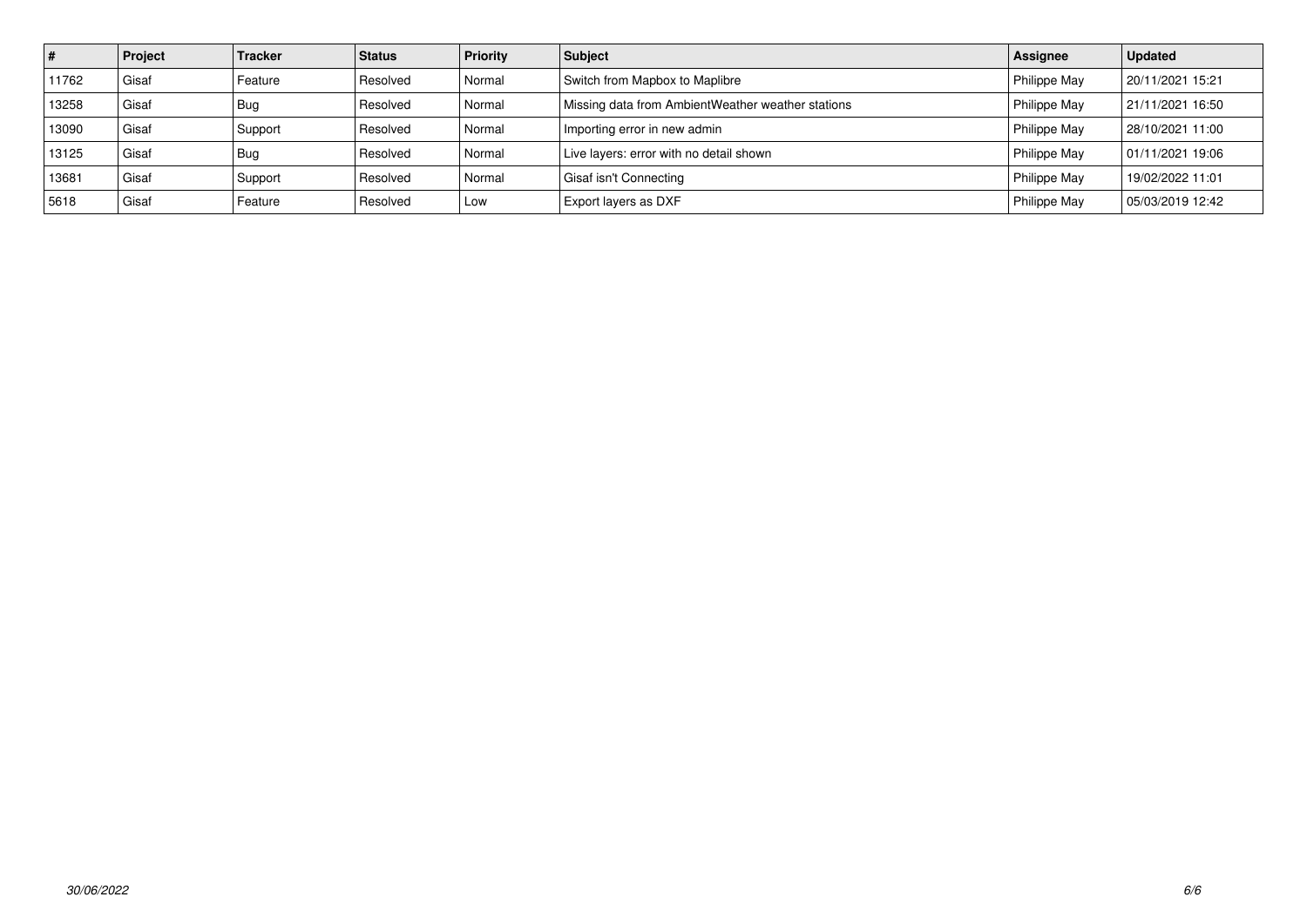| # | Project | Tracker | Status | Priority | Subject | Assignee | Updated |
|---|---|---|---|---|---|---|---|
| 11762 | Gisaf | Feature | Resolved | Normal | Switch from Mapbox to Maplibre | Philippe May | 20/11/2021 15:21 |
| 13258 | Gisaf | Bug | Resolved | Normal | Missing data from AmbientWeather weather stations | Philippe May | 21/11/2021 16:50 |
| 13090 | Gisaf | Support | Resolved | Normal | Importing error in new admin | Philippe May | 28/10/2021 11:00 |
| 13125 | Gisaf | Bug | Resolved | Normal | Live layers: error with no detail shown | Philippe May | 01/11/2021 19:06 |
| 13681 | Gisaf | Support | Resolved | Normal | Gisaf isn't Connecting | Philippe May | 19/02/2022 11:01 |
| 5618 | Gisaf | Feature | Resolved | Low | Export layers as DXF | Philippe May | 05/03/2019 12:42 |

*30/06/2022*